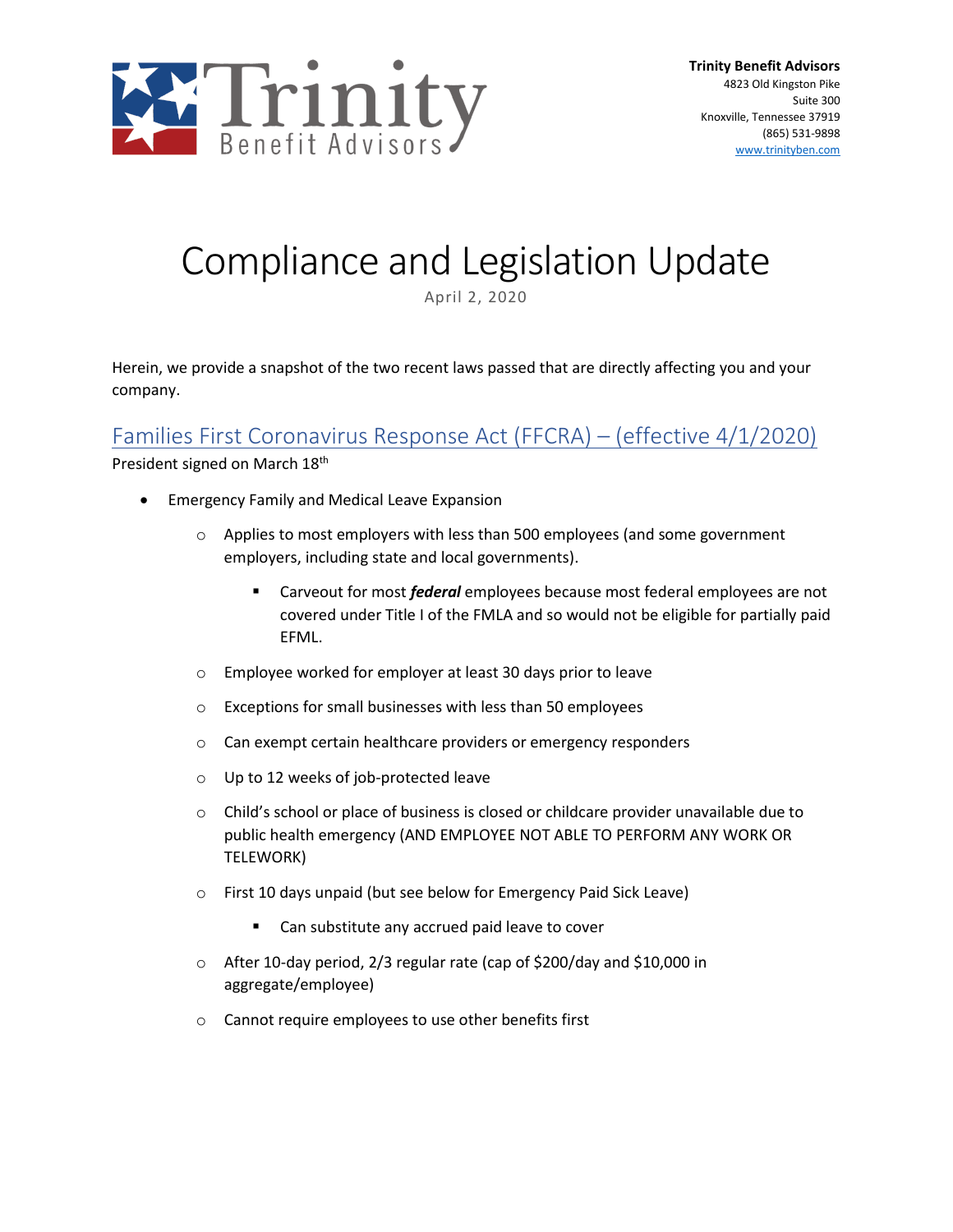**Trinity Benefit Advisors**
4823 Old Kingston Pike
Suite 300
Knoxville, Tennessee 37919
(865) 531-9898
www.trinityben.com

# Compliance and Legislation Update

April 2, 2020

Herein, we provide a snapshot of the two recent laws passed that are directly affecting you and your company.

## Families First Coronavirus Response Act (FFCRA) – (effective 4/1/2020)

President signed on March 18th

- Emergency Family and Medical Leave Expansion
  - Applies to most employers with less than 500 employees (and some government employers, including state and local governments).
    - Carveout for most ***federal*** employees because most federal employees are not covered under Title I of the FMLA and so would not be eligible for partially paid EFML.
  - Employee worked for employer at least 30 days prior to leave
  - Exceptions for small businesses with less than 50 employees
  - Can exempt certain healthcare providers or emergency responders
  - Up to 12 weeks of job-protected leave
  - Child's school or place of business is closed or childcare provider unavailable due to public health emergency (AND EMPLOYEE NOT ABLE TO PERFORM ANY WORK OR TELEWORK)
  - First 10 days unpaid (but see below for Emergency Paid Sick Leave)
    - Can substitute any accrued paid leave to cover
  - After 10-day period, 2/3 regular rate (cap of $200/day and $10,000 in aggregate/employee)
  - Cannot require employees to use other benefits first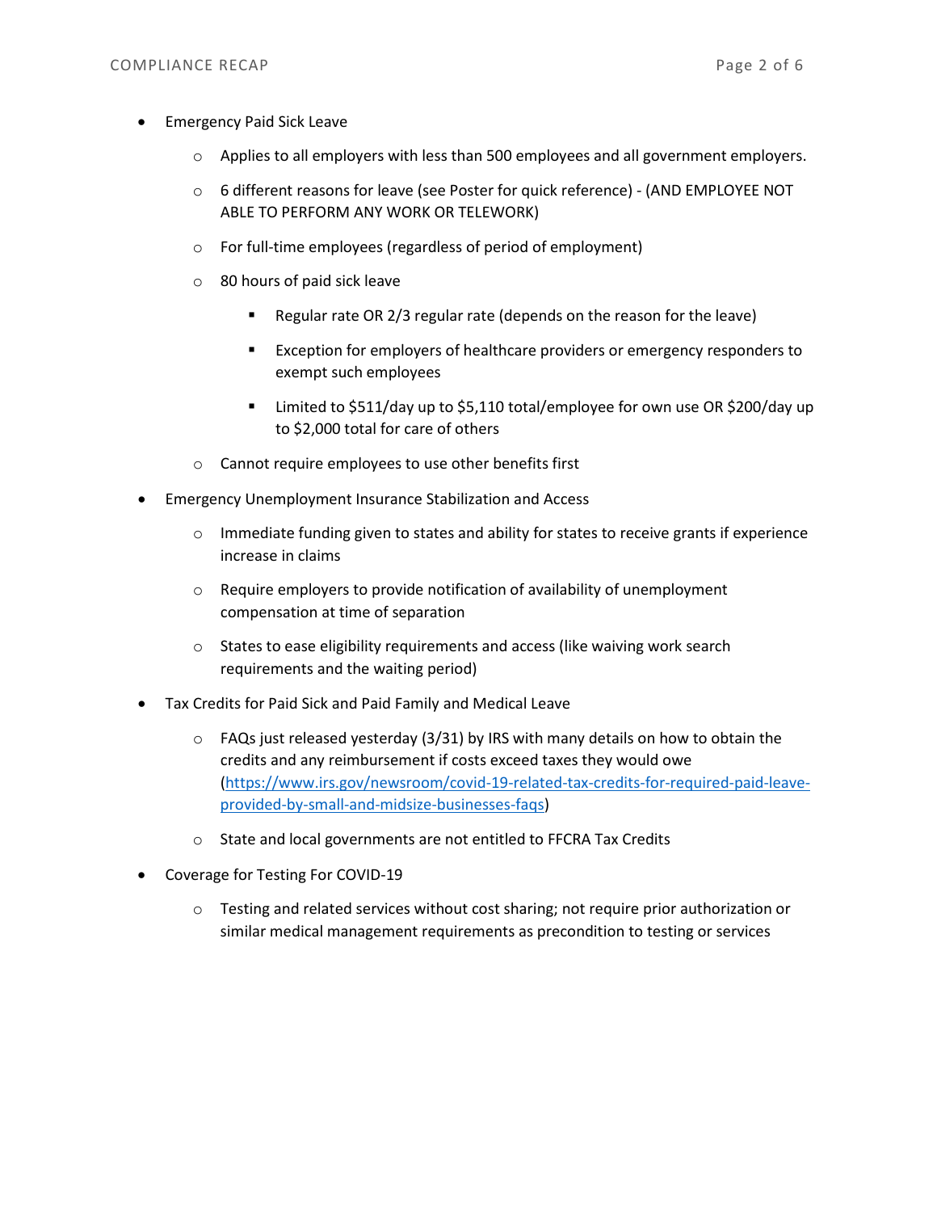- Emergency Paid Sick Leave
    - Applies to all employers with less than 500 employees and all government employers.
    - 6 different reasons for leave (see Poster for quick reference) - (AND EMPLOYEE NOT ABLE TO PERFORM ANY WORK OR TELEWORK)
    - For full-time employees (regardless of period of employment)
    - 80 hours of paid sick leave
        - Regular rate OR 2/3 regular rate (depends on the reason for the leave)
        - Exception for employers of healthcare providers or emergency responders to exempt such employees
        - Limited to $511/day up to $5,110 total/employee for own use OR $200/day up to $2,000 total for care of others
    - Cannot require employees to use other benefits first
- Emergency Unemployment Insurance Stabilization and Access
    - Immediate funding given to states and ability for states to receive grants if experience increase in claims
    - Require employers to provide notification of availability of unemployment compensation at time of separation
    - States to ease eligibility requirements and access (like waiving work search requirements and the waiting period)
- Tax Credits for Paid Sick and Paid Family and Medical Leave
    - FAQs just released yesterday (3/31) by IRS with many details on how to obtain the credits and any reimbursement if costs exceed taxes they would owe (https://www.irs.gov/newsroom/covid-19-related-tax-credits-for-required-paid-leave-provided-by-small-and-midsize-businesses-faqs)
    - State and local governments are not entitled to FFCRA Tax Credits
- Coverage for Testing For COVID-19
    - Testing and related services without cost sharing; not require prior authorization or similar medical management requirements as precondition to testing or services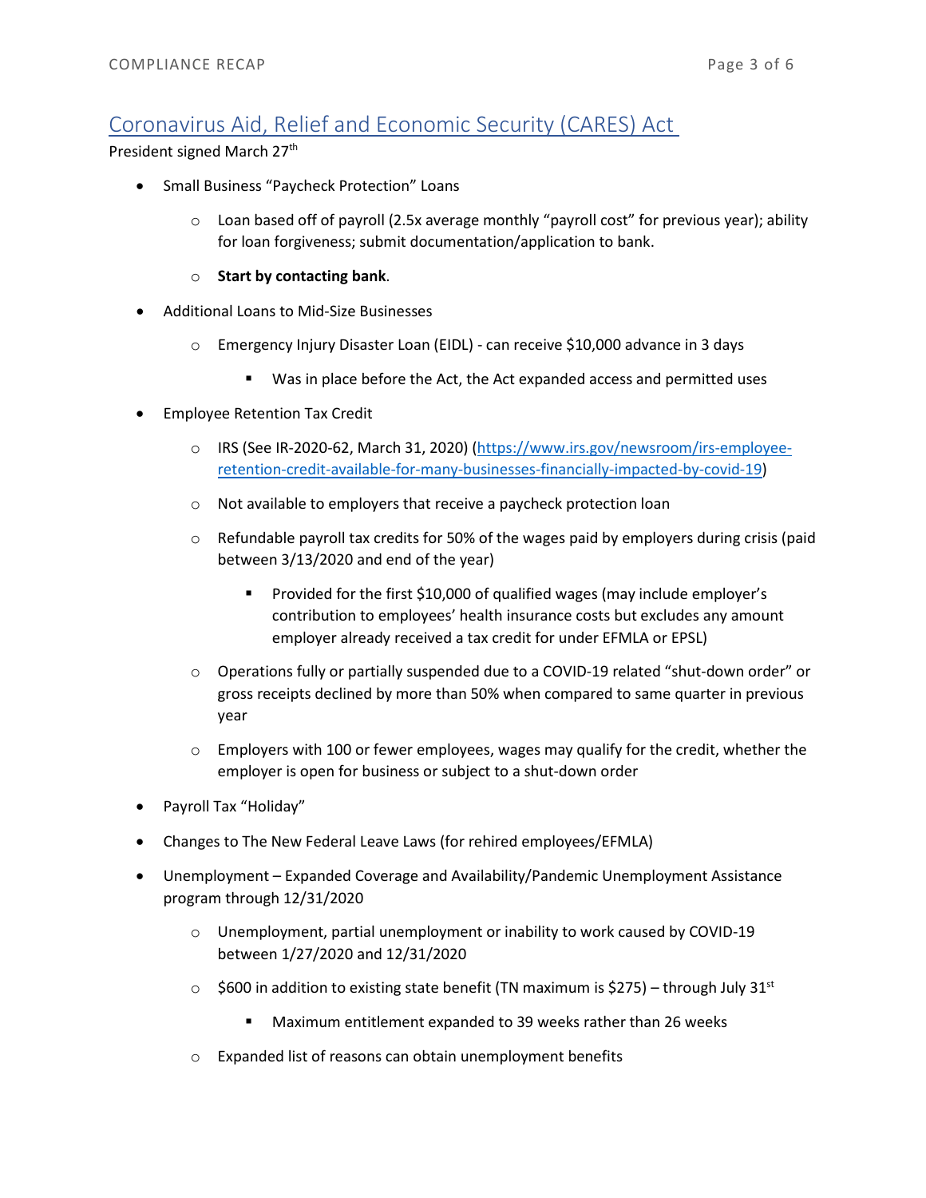## Coronavirus Aid, Relief and Economic Security (CARES) Act

President signed March 27th

- Small Business “Paycheck Protection” Loans
  - Loan based off of payroll (2.5x average monthly “payroll cost” for previous year); ability for loan forgiveness; submit documentation/application to bank.
  - **Start by contacting bank**.
- Additional Loans to Mid-Size Businesses
  - Emergency Injury Disaster Loan (EIDL) - can receive $10,000 advance in 3 days
    - Was in place before the Act, the Act expanded access and permitted uses
- Employee Retention Tax Credit
  - IRS (See IR-2020-62, March 31, 2020) (https://www.irs.gov/newsroom/irs-employee-retention-credit-available-for-many-businesses-financially-impacted-by-covid-19)
  - Not available to employers that receive a paycheck protection loan
  - Refundable payroll tax credits for 50% of the wages paid by employers during crisis (paid between 3/13/2020 and end of the year)
    - Provided for the first $10,000 of qualified wages (may include employer’s contribution to employees’ health insurance costs but excludes any amount employer already received a tax credit for under EFMLA or EPSL)
  - Operations fully or partially suspended due to a COVID-19 related “shut-down order” or gross receipts declined by more than 50% when compared to same quarter in previous year
  - Employers with 100 or fewer employees, wages may qualify for the credit, whether the employer is open for business or subject to a shut-down order
- Payroll Tax “Holiday”
- Changes to The New Federal Leave Laws (for rehired employees/EFMLA)
- Unemployment – Expanded Coverage and Availability/Pandemic Unemployment Assistance program through 12/31/2020
  - Unemployment, partial unemployment or inability to work caused by COVID-19 between 1/27/2020 and 12/31/2020
  - $600 in addition to existing state benefit (TN maximum is $275) – through July 31st
    - Maximum entitlement expanded to 39 weeks rather than 26 weeks
  - Expanded list of reasons can obtain unemployment benefits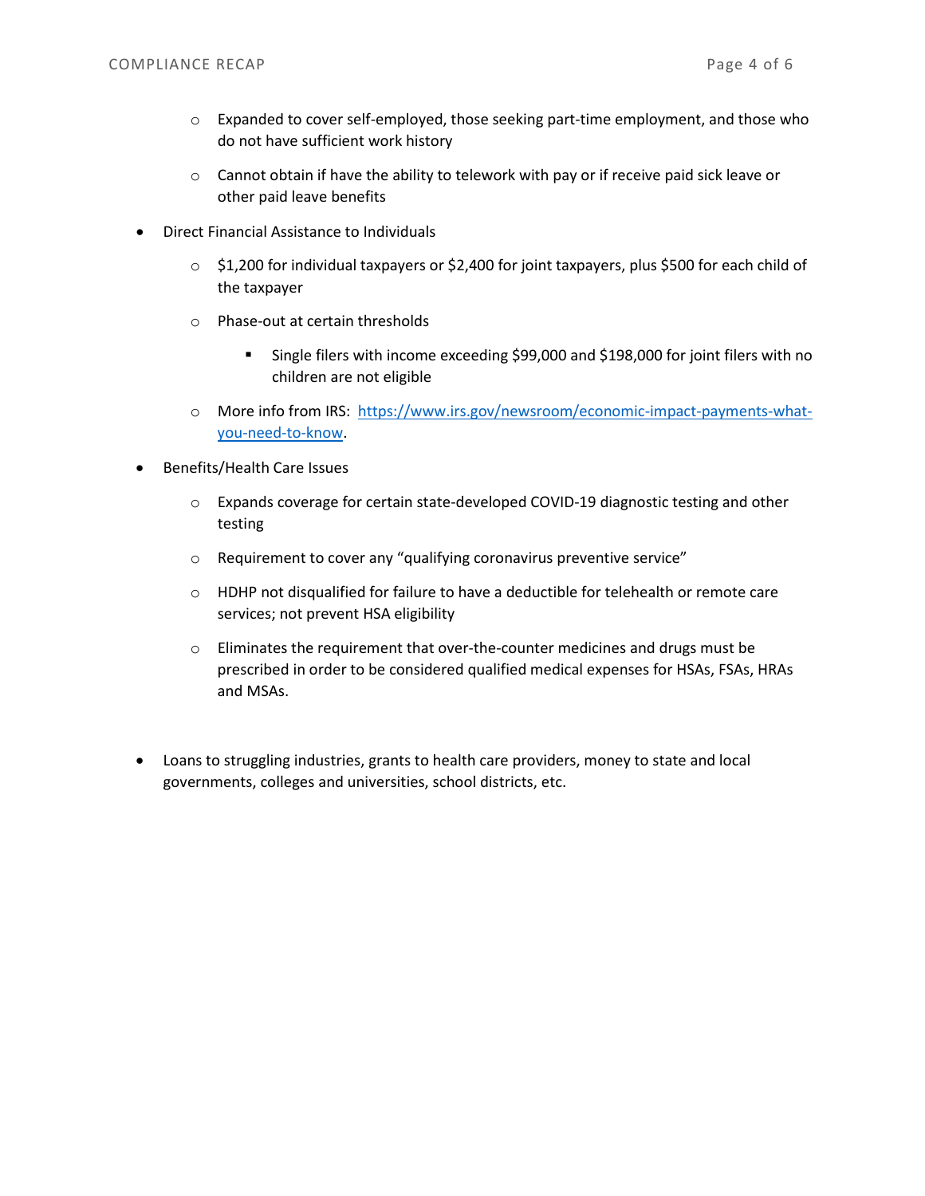- Expanded to cover self-employed, those seeking part-time employment, and those who do not have sufficient work history
  - Cannot obtain if have the ability to telework with pay or if receive paid sick leave or other paid leave benefits
- Direct Financial Assistance to Individuals
  - $1,200 for individual taxpayers or $2,400 for joint taxpayers, plus $500 for each child of the taxpayer
  - Phase-out at certain thresholds
    - Single filers with income exceeding $99,000 and $198,000 for joint filers with no children are not eligible
  - More info from IRS: [https://www.irs.gov/newsroom/economic-impact-payments-what-you-need-to-know](https://www.irs.gov/newsroom/economic-impact-payments-what-you-need-to-know).
- Benefits/Health Care Issues
  - Expands coverage for certain state-developed COVID-19 diagnostic testing and other testing
  - Requirement to cover any "qualifying coronavirus preventive service"
  - HDHP not disqualified for failure to have a deductible for telehealth or remote care services; not prevent HSA eligibility
  - Eliminates the requirement that over-the-counter medicines and drugs must be prescribed in order to be considered qualified medical expenses for HSAs, FSAs, HRAs and MSAs.
- Loans to struggling industries, grants to health care providers, money to state and local governments, colleges and universities, school districts, etc.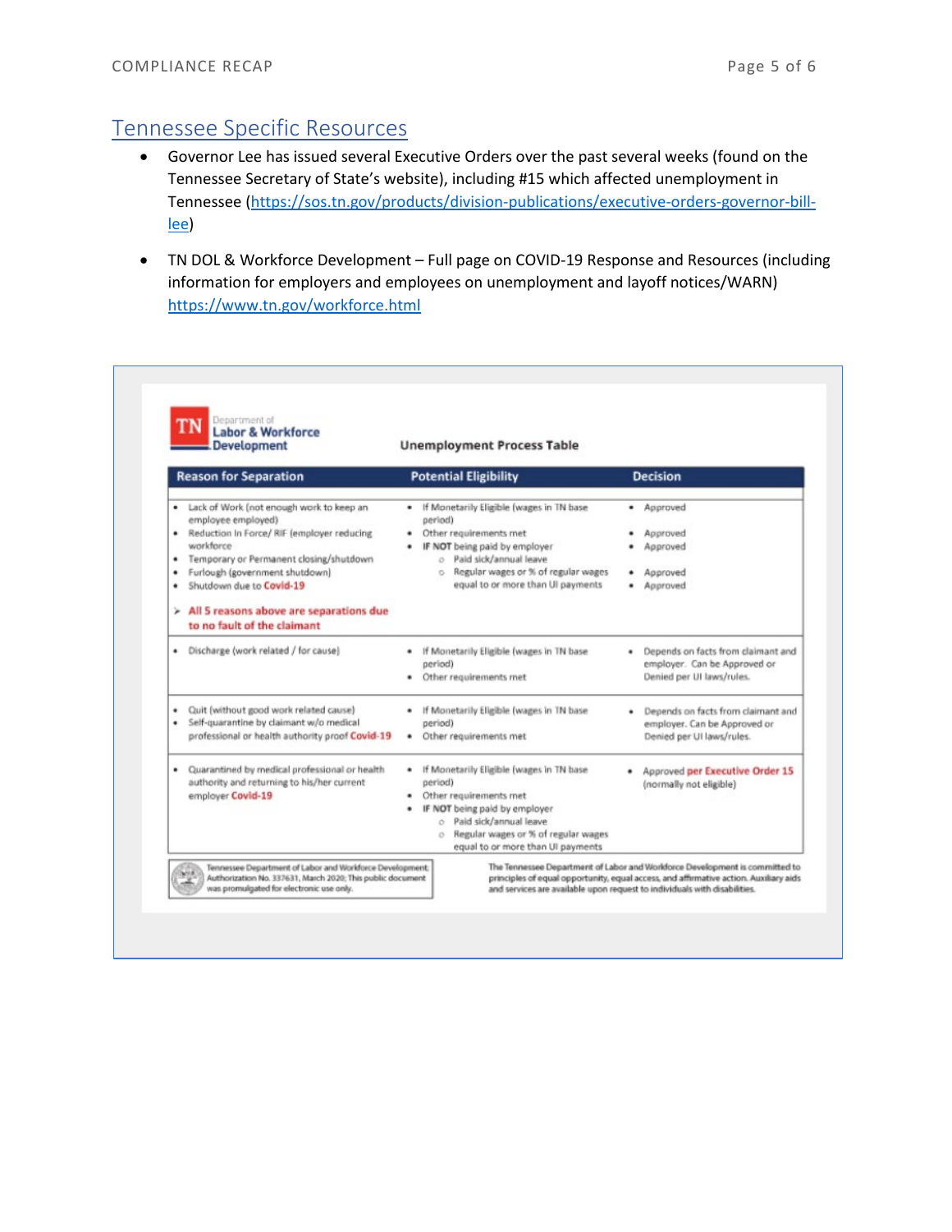## Tennessee Specific Resources

- Governor Lee has issued several Executive Orders over the past several weeks (found on the Tennessee Secretary of State's website), including #15 which affected unemployment in Tennessee (https://sos.tn.gov/products/division-publications/executive-orders-governor-bill-lee)
- TN DOL & Workforce Development – Full page on COVID-19 Response and Resources (including information for employers and employees on unemployment and layoff notices/WARN) https://www.tn.gov/workforce.html

TN Department of Labor & Workforce Development

**Unemployment Process Table**

| Reason for Separation | Potential Eligibility | Decision |
|---|---|---|
| • Lack of Work (not enough work to keep an employee employed)<br>• Reduction In Force/ RIF (employer reducing workforce<br>• Temporary or Permanent closing/shutdown<br>• Furlough (government shutdown)<br>• Shutdown due to Covid-19<br>➢ All 5 reasons above are separations due to no fault of the claimant | • If Monetarily Eligible (wages in TN base period)<br>• Other requirements met<br>• IF NOT being paid by employer<br>  ○ Paid sick/annual leave<br>  ○ Regular wages or % of regular wages equal to or more than UI payments | • Approved<br>• Approved<br>• Approved<br>• Approved<br>• Approved |
| • Discharge (work related / for cause) | • If Monetarily Eligible (wages in TN base period)<br>• Other requirements met | • Depends on facts from claimant and employer. Can be Approved or Denied per UI laws/rules. |
| • Quit (without good work related cause)<br>• Self-quarantine by claimant w/o medical professional or health authority proof Covid-19 | • If Monetarily Eligible (wages in TN base period)<br>• Other requirements met | • Depends on facts from claimant and employer. Can be Approved or Denied per UI laws/rules. |
| • Quarantined by medical professional or health authority and returning to his/her current employer Covid-19 | • If Monetarily Eligible (wages in TN base period)<br>• Other requirements met<br>• IF NOT being paid by employer<br>  ○ Paid sick/annual leave<br>  ○ Regular wages or % of regular wages equal to or more than UI payments | • Approved per Executive Order 15 (normally not eligible) |

Tennessee Department of Labor and Workforce Development; Authorization No. 337631, March 2020; This public document was promulgated for electronic use only.

The Tennessee Department of Labor and Workforce Development is committed to principles of equal opportunity, equal access, and affirmative action. Auxiliary aids and services are available upon request to individuals with disabilities.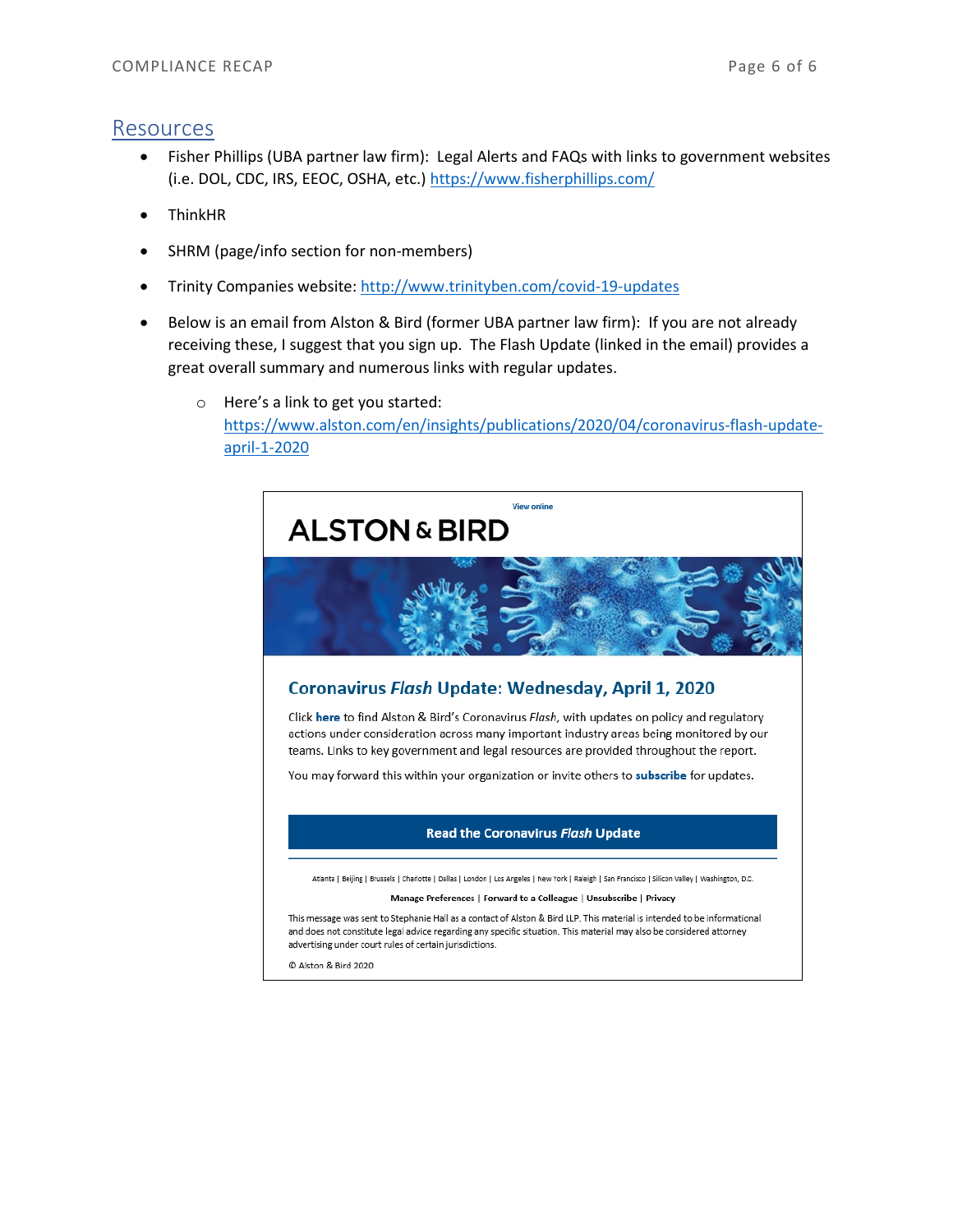## Resources

- Fisher Phillips (UBA partner law firm): Legal Alerts and FAQs with links to government websites (i.e. DOL, CDC, IRS, EEOC, OSHA, etc.) https://www.fisherphillips.com/
- ThinkHR
- SHRM (page/info section for non-members)
- Trinity Companies website: http://www.trinityben.com/covid-19-updates
- Below is an email from Alston & Bird (former UBA partner law firm): If you are not already receiving these, I suggest that you sign up. The Flash Update (linked in the email) provides a great overall summary and numerous links with regular updates.
  - Here's a link to get you started: https://www.alston.com/en/insights/publications/2020/04/coronavirus-flash-update-april-1-2020

View online

**ALSTON & BIRD**

### Coronavirus *Flash* Update: Wednesday, April 1, 2020

Click **here** to find Alston & Bird's Coronavirus *Flash*, with updates on policy and regulatory actions under consideration across many important industry areas being monitored by our teams. Links to key government and legal resources are provided throughout the report.

You may forward this within your organization or invite others to **subscribe** for updates.

**Read the Coronavirus *Flash* Update**

Atlanta | Beijing | Brussels | Charlotte | Dallas | London | Los Angeles | New York | Raleigh | San Francisco | Silicon Valley | Washington, D.C.

**Manage Preferences** | **Forward to a Colleague** | **Unsubscribe** | **Privacy**

This message was sent to Stephanie Hall as a contact of Alston & Bird LLP. This material is intended to be informational and does not constitute legal advice regarding any specific situation. This material may also be considered attorney advertising under court rules of certain jurisdictions.

© Alston & Bird 2020